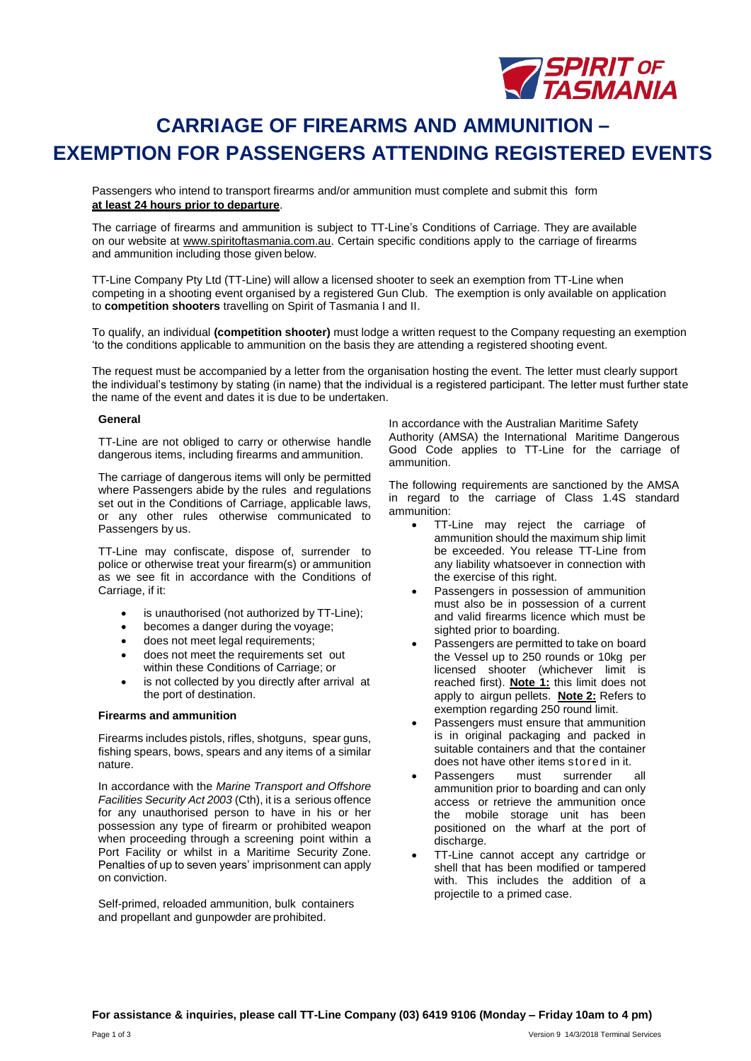# CARRIAGE OF FIREARMS AND AMMUNITION – EXEMPTION FOR PASSENGERS ATTENDING REGISTERED EVENTS

Passengers who intend to transport firearms and/or ammunition must complete and submit this form **at least 24 hours prior to departure**.

The carriage of firearms and ammunition is subject to TT-Line's Conditions of Carriage. They are available on our website at www.spiritoftasmania.com.au. Certain specific conditions apply to the carriage of firearms and ammunition including those given below.

TT-Line Company Pty Ltd (TT-Line) will allow a licensed shooter to seek an exemption from TT-Line when competing in a shooting event organised by a registered Gun Club. The exemption is only available on application to **competition shooters** travelling on Spirit of Tasmania I and II.

To qualify, an individual **(competition shooter)** must lodge a written request to the Company requesting an exemption 'to the conditions applicable to ammunition on the basis they are attending a registered shooting event.

The request must be accompanied by a letter from the organisation hosting the event. The letter must clearly support the individual's testimony by stating (in name) that the individual is a registered participant. The letter must further state the name of the event and dates it is due to be undertaken.

### General

TT-Line are not obliged to carry or otherwise handle dangerous items, including firearms and ammunition.

The carriage of dangerous items will only be permitted where Passengers abide by the rules and regulations set out in the Conditions of Carriage, applicable laws, or any other rules otherwise communicated to Passengers by us.

TT-Line may confiscate, dispose of, surrender to police or otherwise treat your firearm(s) or ammunition as we see fit in accordance with the Conditions of Carriage, if it:

- is unauthorised (not authorized by TT-Line);
- becomes a danger during the voyage;
- does not meet legal requirements;
- does not meet the requirements set out within these Conditions of Carriage; or
- is not collected by you directly after arrival at the port of destination.

### Firearms and ammunition

Firearms includes pistols, rifles, shotguns, spear guns, fishing spears, bows, spears and any items of a similar nature.

In accordance with the *Marine Transport and Offshore Facilities Security Act 2003* (Cth), it is a serious offence for any unauthorised person to have in his or her possession any type of firearm or prohibited weapon when proceeding through a screening point within a Port Facility or whilst in a Maritime Security Zone. Penalties of up to seven years' imprisonment can apply on conviction.

Self-primed, reloaded ammunition, bulk containers and propellant and gunpowder are prohibited.

In accordance with the Australian Maritime Safety Authority (AMSA) the International Maritime Dangerous Good Code applies to TT-Line for the carriage of ammunition.

The following requirements are sanctioned by the AMSA in regard to the carriage of Class 1.4S standard ammunition:

- TT-Line may reject the carriage of ammunition should the maximum ship limit be exceeded. You release TT-Line from any liability whatsoever in connection with the exercise of this right.
- Passengers in possession of ammunition must also be in possession of a current and valid firearms licence which must be sighted prior to boarding.
- Passengers are permitted to take on board the Vessel up to 250 rounds or 10kg per licensed shooter (whichever limit is reached first). **Note 1:** this limit does not apply to airgun pellets. **Note 2:** Refers to exemption regarding 250 round limit.
- Passengers must ensure that ammunition is in original packaging and packed in suitable containers and that the container does not have other items stored in it.
- Passengers must surrender all ammunition prior to boarding and can only access or retrieve the ammunition once the mobile storage unit has been positioned on the wharf at the port of discharge.
- TT-Line cannot accept any cartridge or shell that has been modified or tampered with. This includes the addition of a projectile to a primed case.

**For assistance & inquiries, please call TT-Line Company (03) 6419 9106 (Monday – Friday 10am to 4 pm)**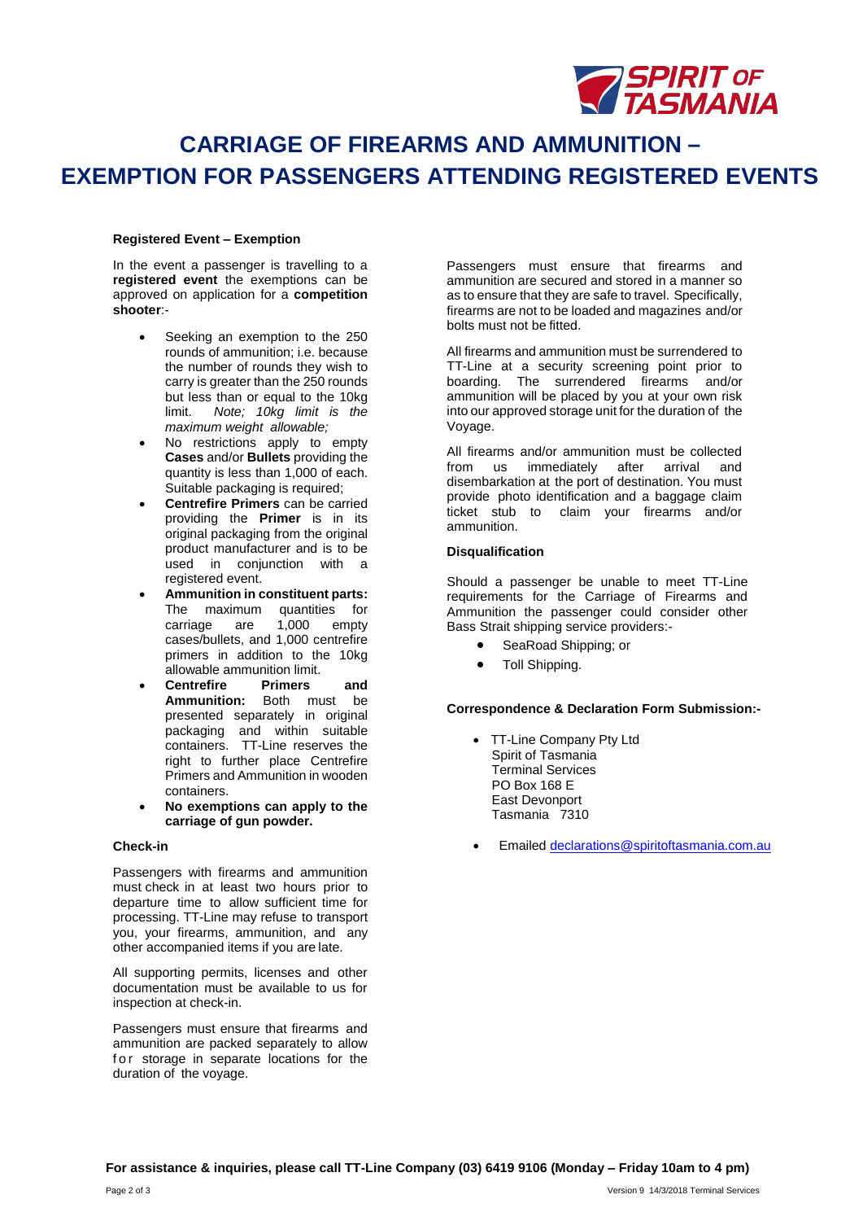# CARRIAGE OF FIREARMS AND AMMUNITION – EXEMPTION FOR PASSENGERS ATTENDING REGISTERED EVENTS

### Registered Event – Exemption

In the event a passenger is travelling to a **registered event** the exemptions can be approved on application for a **competition shooter**:-

- Seeking an exemption to the 250 rounds of ammunition; i.e. because the number of rounds they wish to carry is greater than the 250 rounds but less than or equal to the 10kg limit. *Note; 10kg limit is the maximum weight allowable;*
- No restrictions apply to empty **Cases** and/or **Bullets** providing the quantity is less than 1,000 of each. Suitable packaging is required;
- **Centrefire Primers** can be carried providing the **Primer** is in its original packaging from the original product manufacturer and is to be used in conjunction with a registered event.
- **Ammunition in constituent parts:** The maximum quantities for carriage are 1,000 empty cases/bullets, and 1,000 centrefire primers in addition to the 10kg allowable ammunition limit.
- **Centrefire Primers and Ammunition:** Both must be presented separately in original packaging and within suitable containers. TT-Line reserves the right to further place Centrefire Primers and Ammunition in wooden containers.
- **No exemptions can apply to the carriage of gun powder.**

### Check-in

Passengers with firearms and ammunition must check in at least two hours prior to departure time to allow sufficient time for processing. TT-Line may refuse to transport you, your firearms, ammunition, and any other accompanied items if you are late.

All supporting permits, licenses and other documentation must be available to us for inspection at check-in.

Passengers must ensure that firearms and ammunition are packed separately to allow for storage in separate locations for the duration of the voyage.

Passengers must ensure that firearms and ammunition are secured and stored in a manner so as to ensure that they are safe to travel. Specifically, firearms are not to be loaded and magazines and/or bolts must not be fitted.

All firearms and ammunition must be surrendered to TT-Line at a security screening point prior to boarding. The surrendered firearms and/or ammunition will be placed by you at your own risk into our approved storage unit for the duration of the Voyage.

All firearms and/or ammunition must be collected from us immediately after arrival and disembarkation at the port of destination. You must provide photo identification and a baggage claim ticket stub to claim your firearms and/or ammunition.

### Disqualification

Should a passenger be unable to meet TT-Line requirements for the Carriage of Firearms and Ammunition the passenger could consider other Bass Strait shipping service providers:-

- SeaRoad Shipping; or
- Toll Shipping.

### Correspondence & Declaration Form Submission:-

- TT-Line Company Pty Ltd
  Spirit of Tasmania
  Terminal Services
  PO Box 168 E
  East Devonport
  Tasmania 7310
- Emailed declarations@spiritoftasmania.com.au

**For assistance & inquiries, please call TT-Line Company (03) 6419 9106 (Monday – Friday 10am to 4 pm)**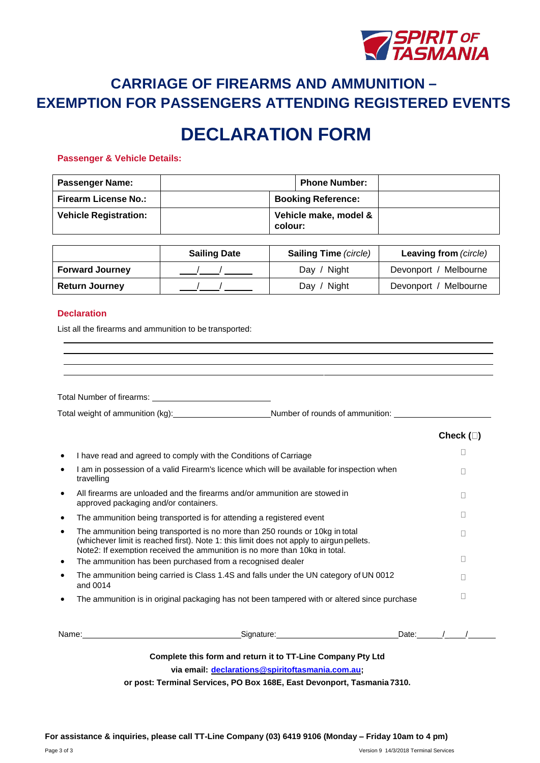# CARRIAGE OF FIREARMS AND AMMUNITION – EXEMPTION FOR PASSENGERS ATTENDING REGISTERED EVENTS

# DECLARATION FORM

### Passenger & Vehicle Details:

| | | | |
|---|---|---|---|
| **Passenger Name:** | | **Phone Number:** | |
| **Firearm License No.:** | | **Booking Reference:** | |
| **Vehicle Registration:** | | **Vehicle make, model & colour:** | |

| | Sailing Date | Sailing Time *(circle)* | Leaving from *(circle)* |
|---|---|---|---|
| **Forward Journey** | ___/___/_____ | Day / Night | Devonport / Melbourne |
| **Return Journey** | ___/___/_____ | Day / Night | Devonport / Melbourne |

### Declaration

List all the firearms and ammunition to be transported:

_______________________________________________

_______________________________________________

_______________________________________________

_______________________________________________

Total Number of firearms: ____________________

Total weight of ammunition (kg): ____________________ Number of rounds of ammunition: ____________________

| | Check (☐) |
|---|---|
| • I have read and agreed to comply with the Conditions of Carriage | ☐ |
| • I am in possession of a valid Firearm's licence which will be available for inspection when travelling | ☐ |
| • All firearms are unloaded and the firearms and/or ammunition are stowed in approved packaging and/or containers. | ☐ |
| • The ammunition being transported is for attending a registered event | ☐ |
| • The ammunition being transported is no more than 250 rounds or 10kg in total (whichever limit is reached first). Note 1: this limit does not apply to airgun pellets. Note2: If exemption received the ammunition is no more than 10kg in total. | ☐ |
| • The ammunition has been purchased from a recognised dealer | ☐ |
| • The ammunition being carried is Class 1.4S and falls under the UN category of UN 0012 and 0014 | ☐ |
| • The ammunition is in original packaging has not been tampered with or altered since purchase | ☐ |

Name: ______________________ Signature: ______________________ Date: ____/____/______

**Complete this form and return it to TT-Line Company Pty Ltd**

**via email: declarations@spiritoftasmania.com.au;**

**or post: Terminal Services, PO Box 168E, East Devonport, Tasmania 7310.**

**For assistance & inquiries, please call TT-Line Company (03) 6419 9106 (Monday – Friday 10am to 4 pm)**

Version 9 14/3/2018 Terminal Services